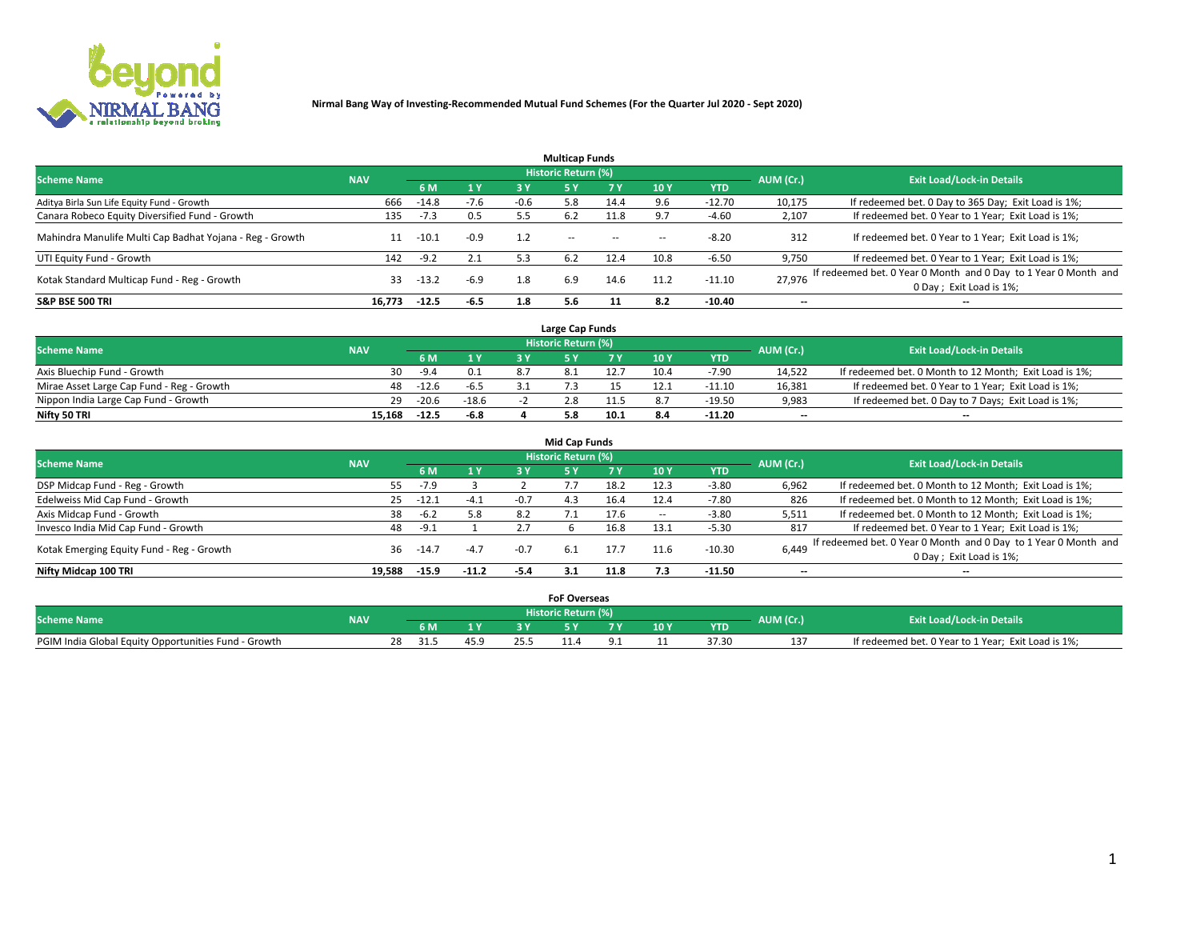**Nirmal Bang Way of Investing-Recommended Mutual Fund Schemes (For the Quarter Jul 2020 - Sept 2020)**

## Multicap Funds

| Scheme Name | NAV | Historic Return (%) | | | | | | | AUM (Cr.) | Exit Load/Lock-in Details |
|---|---|---|---|---|---|---|---|---|---|---|
| | | 6 M | 1 Y | 3 Y | 5 Y | 7 Y | 10 Y | YTD | | |
| Aditya Birla Sun Life Equity Fund - Growth | 666 | -14.8 | -7.6 | -0.6 | 5.8 | 14.4 | 9.6 | -12.70 | 10,175 | If redeemed bet. 0 Day to 365 Day; Exit Load is 1%; |
| Canara Robeco Equity Diversified Fund - Growth | 135 | -7.3 | 0.5 | 5.5 | 6.2 | 11.8 | 9.7 | -4.60 | 2,107 | If redeemed bet. 0 Year to 1 Year; Exit Load is 1%; |
| Mahindra Manulife Multi Cap Badhat Yojana - Reg - Growth | 11 | -10.1 | -0.9 | 1.2 | -- | -- | -- | -8.20 | 312 | If redeemed bet. 0 Year to 1 Year; Exit Load is 1%; |
| UTI Equity Fund - Growth | 142 | -9.2 | 2.1 | 5.3 | 6.2 | 12.4 | 10.8 | -6.50 | 9,750 | If redeemed bet. 0 Year to 1 Year; Exit Load is 1%; |
| Kotak Standard Multicap Fund - Reg - Growth | 33 | -13.2 | -6.9 | 1.8 | 6.9 | 14.6 | 11.2 | -11.10 | 27,976 | If redeemed bet. 0 Year 0 Month and 0 Day to 1 Year 0 Month and 0 Day ; Exit Load is 1%; |
| **S&P BSE 500 TRI** | **16,773** | **-12.5** | **-6.5** | **1.8** | **5.6** | **11** | **8.2** | **-10.40** | **--** | **--** |

## Large Cap Funds

| Scheme Name | NAV | Historic Return (%) | | | | | | | AUM (Cr.) | Exit Load/Lock-in Details |
|---|---|---|---|---|---|---|---|---|---|---|
| | | 6 M | 1 Y | 3 Y | 5 Y | 7 Y | 10 Y | YTD | | |
| Axis Bluechip Fund - Growth | 30 | -9.4 | 0.1 | 8.7 | 8.1 | 12.7 | 10.4 | -7.90 | 14,522 | If redeemed bet. 0 Month to 12 Month; Exit Load is 1%; |
| Mirae Asset Large Cap Fund - Reg - Growth | 48 | -12.6 | -6.5 | 3.1 | 7.3 | 15 | 12.1 | -11.10 | 16,381 | If redeemed bet. 0 Year to 1 Year; Exit Load is 1%; |
| Nippon India Large Cap Fund - Growth | 29 | -20.6 | -18.6 | -2 | 2.8 | 11.5 | 8.7 | -19.50 | 9,983 | If redeemed bet. 0 Day to 7 Days; Exit Load is 1%; |
| **Nifty 50 TRI** | **15,168** | **-12.5** | **-6.8** | **4** | **5.8** | **10.1** | **8.4** | **-11.20** | **--** | **--** |

## Mid Cap Funds

| Scheme Name | NAV | Historic Return (%) | | | | | | | AUM (Cr.) | Exit Load/Lock-in Details |
|---|---|---|---|---|---|---|---|---|---|---|
| | | 6 M | 1 Y | 3 Y | 5 Y | 7 Y | 10 Y | YTD | | |
| DSP Midcap Fund - Reg - Growth | 55 | -7.9 | 3 | 2 | 7.7 | 18.2 | 12.3 | -3.80 | 6,962 | If redeemed bet. 0 Month to 12 Month; Exit Load is 1%; |
| Edelweiss Mid Cap Fund - Growth | 25 | -12.1 | -4.1 | -0.7 | 4.3 | 16.4 | 12.4 | -7.80 | 826 | If redeemed bet. 0 Month to 12 Month; Exit Load is 1%; |
| Axis Midcap Fund - Growth | 38 | -6.2 | 5.8 | 8.2 | 7.1 | 17.6 | -- | -3.80 | 5,511 | If redeemed bet. 0 Month to 12 Month; Exit Load is 1%; |
| Invesco India Mid Cap Fund - Growth | 48 | -9.1 | 1 | 2.7 | 6 | 16.8 | 13.1 | -5.30 | 817 | If redeemed bet. 0 Year to 1 Year; Exit Load is 1%; |
| Kotak Emerging Equity Fund - Reg - Growth | 36 | -14.7 | -4.7 | -0.7 | 6.1 | 17.7 | 11.6 | -10.30 | 6,449 | If redeemed bet. 0 Year 0 Month and 0 Day to 1 Year 0 Month and 0 Day ; Exit Load is 1%; |
| **Nifty Midcap 100 TRI** | **19,588** | **-15.9** | **-11.2** | **-5.4** | **3.1** | **11.8** | **7.3** | **-11.50** | **--** | **--** |

## FoF Overseas

| Scheme Name | NAV | Historic Return (%) | | | | | | | AUM (Cr.) | Exit Load/Lock-in Details |
|---|---|---|---|---|---|---|---|---|---|---|
| | | 6 M | 1 Y | 3 Y | 5 Y | 7 Y | 10 Y | YTD | | |
| PGIM India Global Equity Opportunities Fund - Growth | 28 | 31.5 | 45.9 | 25.5 | 11.4 | 9.1 | 11 | 37.30 | 137 | If redeemed bet. 0 Year to 1 Year; Exit Load is 1%; |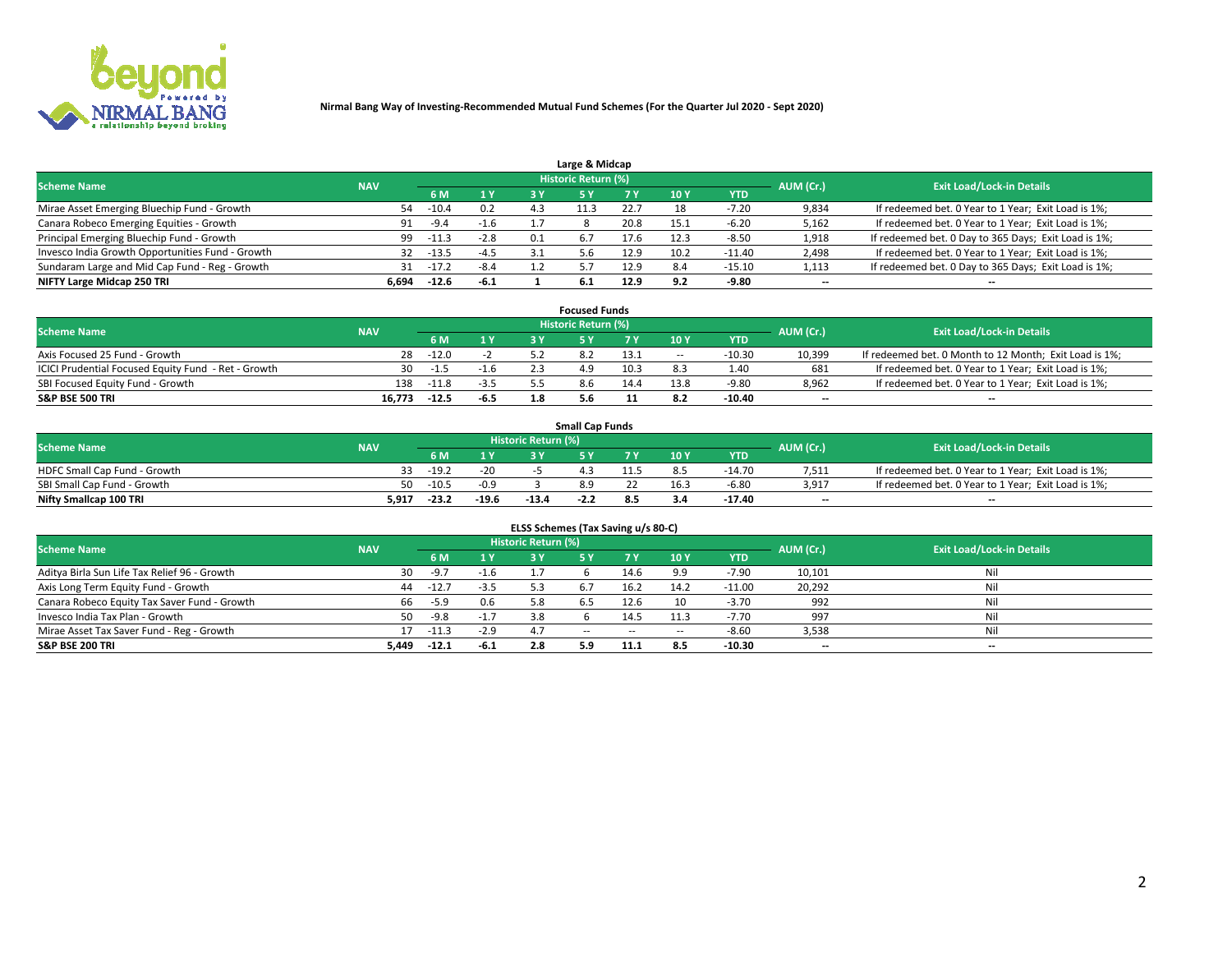**Nirmal Bang Way of Investing-Recommended Mutual Fund Schemes (For the Quarter Jul 2020 - Sept 2020)**

### Large & Midcap

| Scheme Name | NAV | Historic Return (%) | | | | | | | AUM (Cr.) | Exit Load/Lock-in Details |
|---|---|---|---|---|---|---|---|---|---|---|
| | | 6 M | 1 Y | 3 Y | 5 Y | 7 Y | 10 Y | YTD | | |
| Mirae Asset Emerging Bluechip Fund - Growth | 54 | -10.4 | 0.2 | 4.3 | 11.3 | 22.7 | 18 | -7.20 | 9,834 | If redeemed bet. 0 Year to 1 Year; Exit Load is 1%; |
| Canara Robeco Emerging Equities - Growth | 91 | -9.4 | -1.6 | 1.7 | 8 | 20.8 | 15.1 | -6.20 | 5,162 | If redeemed bet. 0 Year to 1 Year; Exit Load is 1%; |
| Principal Emerging Bluechip Fund - Growth | 99 | -11.3 | -2.8 | 0.1 | 6.7 | 17.6 | 12.3 | -8.50 | 1,918 | If redeemed bet. 0 Day to 365 Days; Exit Load is 1%; |
| Invesco India Growth Opportunities Fund - Growth | 32 | -13.5 | -4.5 | 3.1 | 5.6 | 12.9 | 10.2 | -11.40 | 2,498 | If redeemed bet. 0 Year to 1 Year; Exit Load is 1%; |
| Sundaram Large and Mid Cap Fund - Reg - Growth | 31 | -17.2 | -8.4 | 1.2 | 5.7 | 12.9 | 8.4 | -15.10 | 1,113 | If redeemed bet. 0 Day to 365 Days; Exit Load is 1%; |
| **NIFTY Large Midcap 250 TRI** | **6,694** | **-12.6** | **-6.1** | **1** | **6.1** | **12.9** | **9.2** | **-9.80** | -- | -- |

### Focused Funds

| Scheme Name | NAV | Historic Return (%) | | | | | | | AUM (Cr.) | Exit Load/Lock-in Details |
|---|---|---|---|---|---|---|---|---|---|---|
| | | 6 M | 1 Y | 3 Y | 5 Y | 7 Y | 10 Y | YTD | | |
| Axis Focused 25 Fund - Growth | 28 | -12.0 | -2 | 5.2 | 8.2 | 13.1 | -- | -10.30 | 10,399 | If redeemed bet. 0 Month to 12 Month; Exit Load is 1%; |
| ICICI Prudential Focused Equity Fund - Ret - Growth | 30 | -1.5 | -1.6 | 2.3 | 4.9 | 10.3 | 8.3 | 1.40 | 681 | If redeemed bet. 0 Year to 1 Year; Exit Load is 1%; |
| SBI Focused Equity Fund - Growth | 138 | -11.8 | -3.5 | 5.5 | 8.6 | 14.4 | 13.8 | -9.80 | 8,962 | If redeemed bet. 0 Year to 1 Year; Exit Load is 1%; |
| **S&P BSE 500 TRI** | **16,773** | **-12.5** | **-6.5** | **1.8** | **5.6** | **11** | **8.2** | **-10.40** | -- | -- |

### Small Cap Funds

| Scheme Name | NAV | Historic Return (%) | | | | | | | AUM (Cr.) | Exit Load/Lock-in Details |
|---|---|---|---|---|---|---|---|---|---|---|
| | | 6 M | 1 Y | 3 Y | 5 Y | 7 Y | 10 Y | YTD | | |
| HDFC Small Cap Fund - Growth | 33 | -19.2 | -20 | -5 | 4.3 | 11.5 | 8.5 | -14.70 | 7,511 | If redeemed bet. 0 Year to 1 Year; Exit Load is 1%; |
| SBI Small Cap Fund - Growth | 50 | -10.5 | -0.9 | 3 | 8.9 | 22 | 16.3 | -6.80 | 3,917 | If redeemed bet. 0 Year to 1 Year; Exit Load is 1%; |
| **Nifty Smallcap 100 TRI** | **5,917** | **-23.2** | **-19.6** | **-13.4** | **-2.2** | **8.5** | **3.4** | **-17.40** | -- | -- |

### ELSS Schemes (Tax Saving u/s 80-C)

| Scheme Name | NAV | Historic Return (%) | | | | | | | AUM (Cr.) | Exit Load/Lock-in Details |
|---|---|---|---|---|---|---|---|---|---|---|
| | | 6 M | 1 Y | 3 Y | 5 Y | 7 Y | 10 Y | YTD | | |
| Aditya Birla Sun Life Tax Relief 96 - Growth | 30 | -9.7 | -1.6 | 1.7 | 6 | 14.6 | 9.9 | -7.90 | 10,101 | Nil |
| Axis Long Term Equity Fund - Growth | 44 | -12.7 | -3.5 | 5.3 | 6.7 | 16.2 | 14.2 | -11.00 | 20,292 | Nil |
| Canara Robeco Equity Tax Saver Fund - Growth | 66 | -5.9 | 0.6 | 5.8 | 6.5 | 12.6 | 10 | -3.70 | 992 | Nil |
| Invesco India Tax Plan - Growth | 50 | -9.8 | -1.7 | 3.8 | 6 | 14.5 | 11.3 | -7.70 | 997 | Nil |
| Mirae Asset Tax Saver Fund - Reg - Growth | 17 | -11.3 | -2.9 | 4.7 | -- | -- | -- | -8.60 | 3,538 | Nil |
| **S&P BSE 200 TRI** | **5,449** | **-12.1** | **-6.1** | **2.8** | **5.9** | **11.1** | **8.5** | **-10.30** | -- | -- |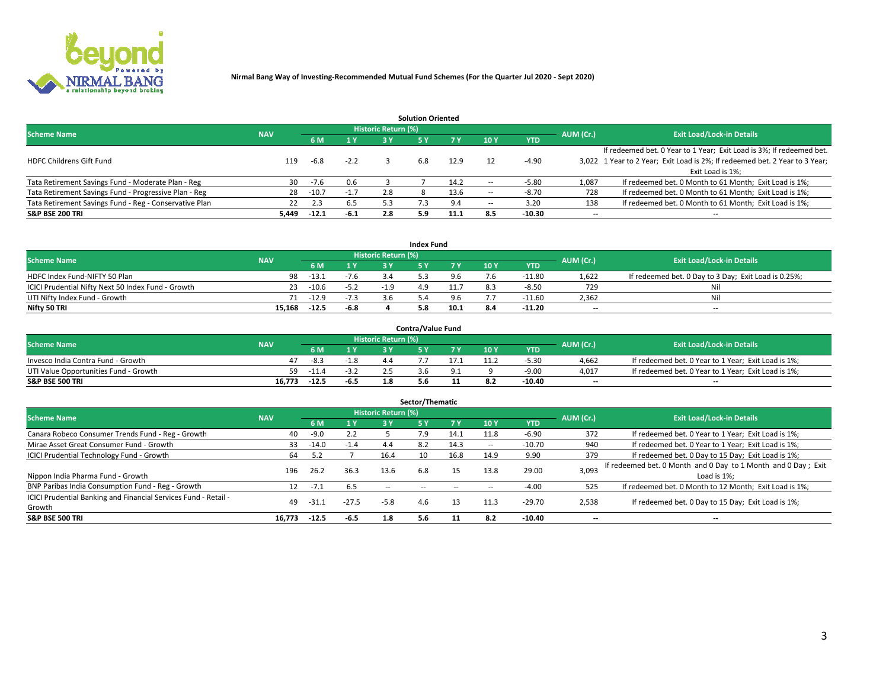Nirmal Bang Way of Investing-Recommended Mutual Fund Schemes (For the Quarter Jul 2020 - Sept 2020)

### Solution Oriented

| Scheme Name | NAV | Historic Return (%) | | | | | | | AUM (Cr.) | Exit Load/Lock-in Details |
|---|---|---|---|---|---|---|---|---|---|---|
| | | 6 M | 1 Y | 3 Y | 5 Y | 7 Y | 10 Y | YTD | | |
| HDFC Childrens Gift Fund | 119 | -6.8 | -2.2 | 3 | 6.8 | 12.9 | 12 | -4.90 | 3,022 | If redeemed bet. 0 Year to 1 Year; Exit Load is 3%; If redeemed bet. 1 Year to 2 Year; Exit Load is 2%; If redeemed bet. 2 Year to 3 Year; Exit Load is 1%; |
| Tata Retirement Savings Fund - Moderate Plan - Reg | 30 | -7.6 | 0.6 | 3 | 7 | 14.2 | -- | -5.80 | 1,087 | If redeemed bet. 0 Month to 61 Month; Exit Load is 1%; |
| Tata Retirement Savings Fund - Progressive Plan - Reg | 28 | -10.7 | -1.7 | 2.8 | 8 | 13.6 | -- | -8.70 | 728 | If redeemed bet. 0 Month to 61 Month; Exit Load is 1%; |
| Tata Retirement Savings Fund - Reg - Conservative Plan | 22 | 2.3 | 6.5 | 5.3 | 7.3 | 9.4 | -- | 3.20 | 138 | If redeemed bet. 0 Month to 61 Month; Exit Load is 1%; |
| **S&P BSE 200 TRI** | **5,449** | **-12.1** | **-6.1** | **2.8** | **5.9** | **11.1** | **8.5** | **-10.30** | **--** | **--** |

### Index Fund

| Scheme Name | NAV | Historic Return (%) | | | | | | | AUM (Cr.) | Exit Load/Lock-in Details |
|---|---|---|---|---|---|---|---|---|---|---|
| | | 6 M | 1 Y | 3 Y | 5 Y | 7 Y | 10 Y | YTD | | |
| HDFC Index Fund-NIFTY 50 Plan | 98 | -13.1 | -7.6 | 3.4 | 5.3 | 9.6 | 7.6 | -11.80 | 1,622 | If redeemed bet. 0 Day to 3 Day; Exit Load is 0.25%; |
| ICICI Prudential Nifty Next 50 Index Fund - Growth | 23 | -10.6 | -5.2 | -1.9 | 4.9 | 11.7 | 8.3 | -8.50 | 729 | Nil |
| UTI Nifty Index Fund - Growth | 71 | -12.9 | -7.3 | 3.6 | 5.4 | 9.6 | 7.7 | -11.60 | 2,362 | Nil |
| **Nifty 50 TRI** | **15,168** | **-12.5** | **-6.8** | **4** | **5.8** | **10.1** | **8.4** | **-11.20** | **--** | **--** |

### Contra/Value Fund

| Scheme Name | NAV | Historic Return (%) | | | | | | | AUM (Cr.) | Exit Load/Lock-in Details |
|---|---|---|---|---|---|---|---|---|---|---|
| | | 6 M | 1 Y | 3 Y | 5 Y | 7 Y | 10 Y | YTD | | |
| Invesco India Contra Fund - Growth | 47 | -8.3 | -1.8 | 4.4 | 7.7 | 17.1 | 11.2 | -5.30 | 4,662 | If redeemed bet. 0 Year to 1 Year; Exit Load is 1%; |
| UTI Value Opportunities Fund - Growth | 59 | -11.4 | -3.2 | 2.5 | 3.6 | 9.1 | 9 | -9.00 | 4,017 | If redeemed bet. 0 Year to 1 Year; Exit Load is 1%; |
| **S&P BSE 500 TRI** | **16,773** | **-12.5** | **-6.5** | **1.8** | **5.6** | **11** | **8.2** | **-10.40** | **--** | **--** |

### Sector/Thematic

| Scheme Name | NAV | Historic Return (%) | | | | | | | AUM (Cr.) | Exit Load/Lock-in Details |
|---|---|---|---|---|---|---|---|---|---|---|
| | | 6 M | 1 Y | 3 Y | 5 Y | 7 Y | 10 Y | YTD | | |
| Canara Robeco Consumer Trends Fund - Reg - Growth | 40 | -9.0 | 2.2 | 5 | 7.9 | 14.1 | 11.8 | -6.90 | 372 | If redeemed bet. 0 Year to 1 Year; Exit Load is 1%; |
| Mirae Asset Great Consumer Fund - Growth | 33 | -14.0 | -1.4 | 4.4 | 8.2 | 14.3 | -- | -10.70 | 940 | If redeemed bet. 0 Year to 1 Year; Exit Load is 1%; |
| ICICI Prudential Technology Fund - Growth | 64 | 5.2 | 7 | 16.4 | 10 | 16.8 | 14.9 | 9.90 | 379 | If redeemed bet. 0 Day to 15 Day; Exit Load is 1%; |
| Nippon India Pharma Fund - Growth | 196 | 26.2 | 36.3 | 13.6 | 6.8 | 15 | 13.8 | 29.00 | 3,093 | If redeemed bet. 0 Month and 0 Day to 1 Month and 0 Day ; Exit Load is 1%; |
| BNP Paribas India Consumption Fund - Reg - Growth | 12 | -7.1 | 6.5 | -- | -- | -- | -- | -4.00 | 525 | If redeemed bet. 0 Month to 12 Month; Exit Load is 1%; |
| ICICI Prudential Banking and Financial Services Fund - Retail - Growth | 49 | -31.1 | -27.5 | -5.8 | 4.6 | 13 | 11.3 | -29.70 | 2,538 | If redeemed bet. 0 Day to 15 Day; Exit Load is 1%; |
| **S&P BSE 500 TRI** | **16,773** | **-12.5** | **-6.5** | **1.8** | **5.6** | **11** | **8.2** | **-10.40** | **--** | **--** |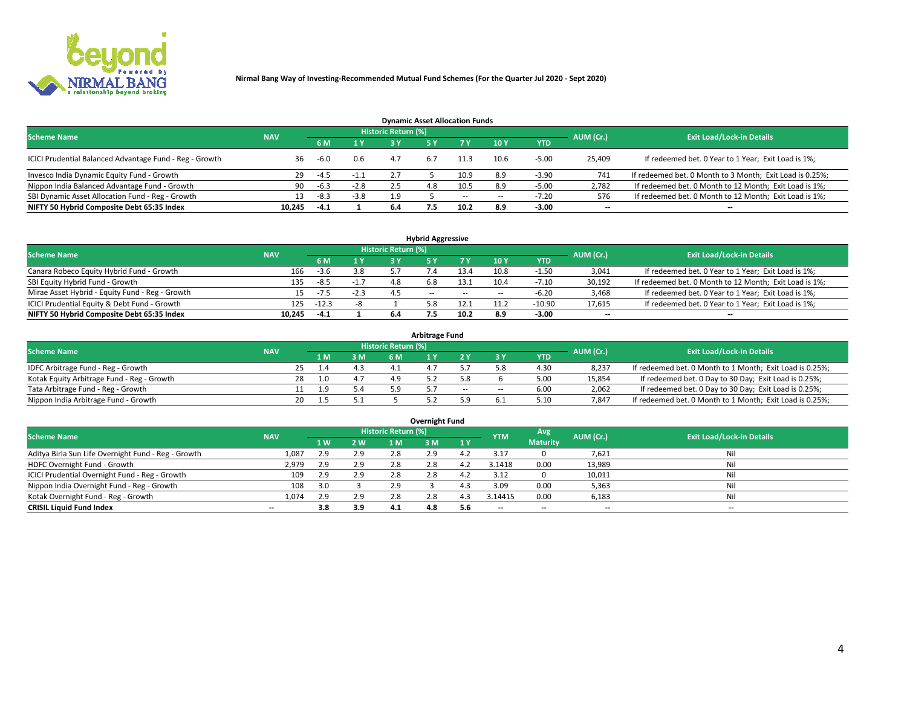**Nirmal Bang Way of Investing-Recommended Mutual Fund Schemes (For the Quarter Jul 2020 - Sept 2020)**

## Dynamic Asset Allocation Funds

| Scheme Name | NAV | Historic Return (%) | | | | | | | AUM (Cr.) | Exit Load/Lock-in Details |
|---|---|---|---|---|---|---|---|---|---|---|
| | | 6 M | 1 Y | 3 Y | 5 Y | 7 Y | 10 Y | YTD | | |
| ICICI Prudential Balanced Advantage Fund - Reg - Growth | 36 | -6.0 | 0.6 | 4.7 | 6.7 | 11.3 | 10.6 | -5.00 | 25,409 | If redeemed bet. 0 Year to 1 Year; Exit Load is 1%; |
| Invesco India Dynamic Equity Fund - Growth | 29 | -4.5 | -1.1 | 2.7 | 5 | 10.9 | 8.9 | -3.90 | 741 | If redeemed bet. 0 Month to 3 Month; Exit Load is 0.25%; |
| Nippon India Balanced Advantage Fund - Growth | 90 | -6.3 | -2.8 | 2.5 | 4.8 | 10.5 | 8.9 | -5.00 | 2,782 | If redeemed bet. 0 Month to 12 Month; Exit Load is 1%; |
| SBI Dynamic Asset Allocation Fund - Reg - Growth | 13 | -8.3 | -3.8 | 1.9 | 5 | -- | -- | -7.20 | 576 | If redeemed bet. 0 Month to 12 Month; Exit Load is 1%; |
| **NIFTY 50 Hybrid Composite Debt 65:35 Index** | **10,245** | **-4.1** | **1** | **6.4** | **7.5** | **10.2** | **8.9** | **-3.00** | **--** | **--** |

## Hybrid Aggressive

| Scheme Name | NAV | Historic Return (%) | | | | | | | AUM (Cr.) | Exit Load/Lock-in Details |
|---|---|---|---|---|---|---|---|---|---|---|
| | | 6 M | 1 Y | 3 Y | 5 Y | 7 Y | 10 Y | YTD | | |
| Canara Robeco Equity Hybrid Fund - Growth | 166 | -3.6 | 3.8 | 5.7 | 7.4 | 13.4 | 10.8 | -1.50 | 3,041 | If redeemed bet. 0 Year to 1 Year; Exit Load is 1%; |
| SBI Equity Hybrid Fund - Growth | 135 | -8.5 | -1.7 | 4.8 | 6.8 | 13.1 | 10.4 | -7.10 | 30,192 | If redeemed bet. 0 Month to 12 Month; Exit Load is 1%; |
| Mirae Asset Hybrid - Equity Fund - Reg - Growth | 15 | -7.5 | -2.3 | 4.5 | -- | -- | -- | -6.20 | 3,468 | If redeemed bet. 0 Year to 1 Year; Exit Load is 1%; |
| ICICI Prudential Equity & Debt Fund - Growth | 125 | -12.3 | -8 | 1 | 5.8 | 12.1 | 11.2 | -10.90 | 17,615 | If redeemed bet. 0 Year to 1 Year; Exit Load is 1%; |
| **NIFTY 50 Hybrid Composite Debt 65:35 Index** | **10,245** | **-4.1** | **1** | **6.4** | **7.5** | **10.2** | **8.9** | **-3.00** | **--** | **--** |

## Arbitrage Fund

| Scheme Name | NAV | Historic Return (%) | | | | | | | AUM (Cr.) | Exit Load/Lock-in Details |
|---|---|---|---|---|---|---|---|---|---|---|
| | | 1 M | 3 M | 6 M | 1 Y | 2 Y | 3 Y | YTD | | |
| IDFC Arbitrage Fund - Reg - Growth | 25 | 1.4 | 4.3 | 4.1 | 4.7 | 5.7 | 5.8 | 4.30 | 8,237 | If redeemed bet. 0 Month to 1 Month; Exit Load is 0.25%; |
| Kotak Equity Arbitrage Fund - Reg - Growth | 28 | 1.0 | 4.7 | 4.9 | 5.2 | 5.8 | 6 | 5.00 | 15,854 | If redeemed bet. 0 Day to 30 Day; Exit Load is 0.25%; |
| Tata Arbitrage Fund - Reg - Growth | 11 | 1.9 | 5.4 | 5.9 | 5.7 | -- | -- | 6.00 | 2,062 | If redeemed bet. 0 Day to 30 Day; Exit Load is 0.25%; |
| Nippon India Arbitrage Fund - Growth | 20 | 1.5 | 5.1 | 5 | 5.2 | 5.9 | 6.1 | 5.10 | 7,847 | If redeemed bet. 0 Month to 1 Month; Exit Load is 0.25%; |

## Overnight Fund

| Scheme Name | NAV | Historic Return (%) | | | | | YTM | Avg Maturity | AUM (Cr.) | Exit Load/Lock-in Details |
|---|---|---|---|---|---|---|---|---|---|---|
| | | 1 W | 2 W | 1 M | 3 M | 1 Y | | | | |
| Aditya Birla Sun Life Overnight Fund - Reg - Growth | 1,087 | 2.9 | 2.9 | 2.8 | 2.9 | 4.2 | 3.17 | 0 | 7,621 | Nil |
| HDFC Overnight Fund - Growth | 2,979 | 2.9 | 2.9 | 2.8 | 2.8 | 4.2 | 3.1418 | 0.00 | 13,989 | Nil |
| ICICI Prudential Overnight Fund - Reg - Growth | 109 | 2.9 | 2.9 | 2.8 | 2.8 | 4.2 | 3.12 | 0 | 10,011 | Nil |
| Nippon India Overnight Fund - Reg - Growth | 108 | 3.0 | 3 | 2.9 | 3 | 4.3 | 3.09 | 0.00 | 5,363 | Nil |
| Kotak Overnight Fund - Reg - Growth | 1,074 | 2.9 | 2.9 | 2.8 | 2.8 | 4.3 | 3.14415 | 0.00 | 6,183 | Nil |
| **CRISIL Liquid Fund Index** | **--** | **3.8** | **3.9** | **4.1** | **4.8** | **5.6** | **--** | **--** | **--** | **--** |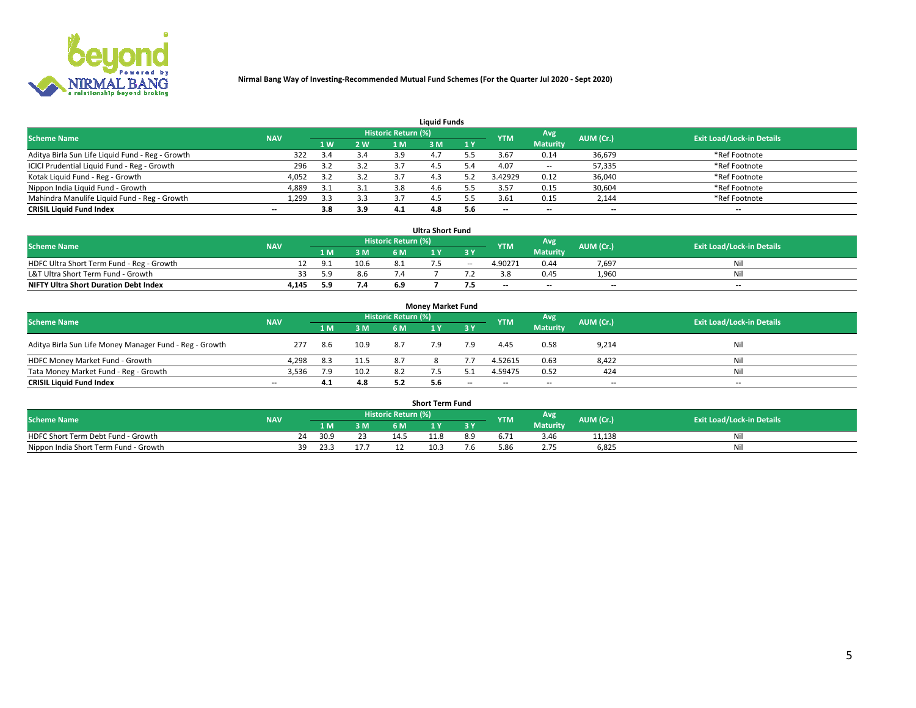**Nirmal Bang Way of Investing-Recommended Mutual Fund Schemes (For the Quarter Jul 2020 - Sept 2020)**

### Liquid Funds

| Scheme Name | NAV | Historic Return (%) | | | | | YTM | Avg Maturity | AUM (Cr.) | Exit Load/Lock-in Details |
|---|---|---|---|---|---|---|---|---|---|---|
| | | 1 W | 2 W | 1 M | 3 M | 1 Y | | | | |
| Aditya Birla Sun Life Liquid Fund - Reg - Growth | 322 | 3.4 | 3.4 | 3.9 | 4.7 | 5.5 | 3.67 | 0.14 | 36,679 | *Ref Footnote |
| ICICI Prudential Liquid Fund - Reg - Growth | 296 | 3.2 | 3.2 | 3.7 | 4.5 | 5.4 | 4.07 | -- | 57,335 | *Ref Footnote |
| Kotak Liquid Fund - Reg - Growth | 4,052 | 3.2 | 3.2 | 3.7 | 4.3 | 5.2 | 3.42929 | 0.12 | 36,040 | *Ref Footnote |
| Nippon India Liquid Fund - Growth | 4,889 | 3.1 | 3.1 | 3.8 | 4.6 | 5.5 | 3.57 | 0.15 | 30,604 | *Ref Footnote |
| Mahindra Manulife Liquid Fund - Reg - Growth | 1,299 | 3.3 | 3.3 | 3.7 | 4.5 | 5.5 | 3.61 | 0.15 | 2,144 | *Ref Footnote |
| **CRISIL Liquid Fund Index** | -- | **3.8** | **3.9** | **4.1** | **4.8** | **5.6** | -- | -- | -- | -- |

### Ultra Short Fund

| Scheme Name | NAV | Historic Return (%) | | | | | YTM | Avg Maturity | AUM (Cr.) | Exit Load/Lock-in Details |
|---|---|---|---|---|---|---|---|---|---|---|
| | | 1 M | 3 M | 6 M | 1 Y | 3 Y | | | | |
| HDFC Ultra Short Term Fund - Reg - Growth | 12 | 9.1 | 10.6 | 8.1 | 7.5 | -- | 4.90271 | 0.44 | 7,697 | Nil |
| L&T Ultra Short Term Fund - Growth | 33 | 5.9 | 8.6 | 7.4 | 7 | 7.2 | 3.8 | 0.45 | 1,960 | Nil |
| **NIFTY Ultra Short Duration Debt Index** | **4,145** | **5.9** | **7.4** | **6.9** | **7** | **7.5** | -- | -- | -- | -- |

### Money Market Fund

| Scheme Name | NAV | Historic Return (%) | | | | | YTM | Avg Maturity | AUM (Cr.) | Exit Load/Lock-in Details |
|---|---|---|---|---|---|---|---|---|---|---|
| | | 1 M | 3 M | 6 M | 1 Y | 3 Y | | | | |
| Aditya Birla Sun Life Money Manager Fund - Reg - Growth | 277 | 8.6 | 10.9 | 8.7 | 7.9 | 7.9 | 4.45 | 0.58 | 9,214 | Nil |
| HDFC Money Market Fund - Growth | 4,298 | 8.3 | 11.5 | 8.7 | 8 | 7.7 | 4.52615 | 0.63 | 8,422 | Nil |
| Tata Money Market Fund - Reg - Growth | 3,536 | 7.9 | 10.2 | 8.2 | 7.5 | 5.1 | 4.59475 | 0.52 | 424 | Nil |
| **CRISIL Liquid Fund Index** | -- | **4.1** | **4.8** | **5.2** | **5.6** | -- | -- | -- | -- | -- |

### Short Term Fund

| Scheme Name | NAV | Historic Return (%) | | | | | YTM | Avg Maturity | AUM (Cr.) | Exit Load/Lock-in Details |
|---|---|---|---|---|---|---|---|---|---|---|
| | | 1 M | 3 M | 6 M | 1 Y | 3 Y | | | | |
| HDFC Short Term Debt Fund - Growth | 24 | 30.9 | 23 | 14.5 | 11.8 | 8.9 | 6.71 | 3.46 | 11,138 | Nil |
| Nippon India Short Term Fund - Growth | 39 | 23.3 | 17.7 | 12 | 10.3 | 7.6 | 5.86 | 2.75 | 6,825 | Nil |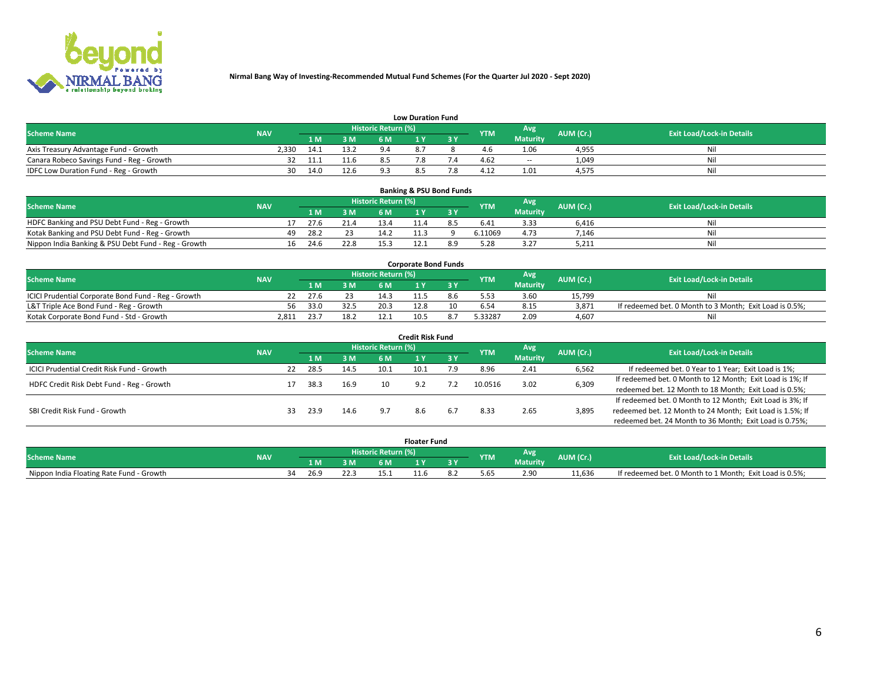**Nirmal Bang Way of Investing-Recommended Mutual Fund Schemes (For the Quarter Jul 2020 - Sept 2020)**

### Low Duration Fund

| Scheme Name | NAV | Historic Return (%) | | | | | YTM | Avg Maturity | AUM (Cr.) | Exit Load/Lock-in Details |
|---|---|---|---|---|---|---|---|---|---|---|
| | | 1 M | 3 M | 6 M | 1 Y | 3 Y | | | | |
| Axis Treasury Advantage Fund - Growth | 2,330 | 14.1 | 13.2 | 9.4 | 8.7 | 8 | 4.6 | 1.06 | 4,955 | Nil |
| Canara Robeco Savings Fund - Reg - Growth | 32 | 11.1 | 11.6 | 8.5 | 7.8 | 7.4 | 4.62 | -- | 1,049 | Nil |
| IDFC Low Duration Fund - Reg - Growth | 30 | 14.0 | 12.6 | 9.3 | 8.5 | 7.8 | 4.12 | 1.01 | 4,575 | Nil |

### Banking & PSU Bond Funds

| Scheme Name | NAV | Historic Return (%) | | | | | YTM | Avg Maturity | AUM (Cr.) | Exit Load/Lock-in Details |
|---|---|---|---|---|---|---|---|---|---|---|
| | | 1 M | 3 M | 6 M | 1 Y | 3 Y | | | | |
| HDFC Banking and PSU Debt Fund - Reg - Growth | 17 | 27.6 | 21.4 | 13.4 | 11.4 | 8.5 | 6.41 | 3.33 | 6,416 | Nil |
| Kotak Banking and PSU Debt Fund - Reg - Growth | 49 | 28.2 | 23 | 14.2 | 11.3 | 9 | 6.11069 | 4.73 | 7,146 | Nil |
| Nippon India Banking & PSU Debt Fund - Reg - Growth | 16 | 24.6 | 22.8 | 15.3 | 12.1 | 8.9 | 5.28 | 3.27 | 5,211 | Nil |

### Corporate Bond Funds

| Scheme Name | NAV | Historic Return (%) | | | | | YTM | Avg Maturity | AUM (Cr.) | Exit Load/Lock-in Details |
|---|---|---|---|---|---|---|---|---|---|---|
| | | 1 M | 3 M | 6 M | 1 Y | 3 Y | | | | |
| ICICI Prudential Corporate Bond Fund - Reg - Growth | 22 | 27.6 | 23 | 14.3 | 11.5 | 8.6 | 5.53 | 3.60 | 15,799 | Nil |
| L&T Triple Ace Bond Fund - Reg - Growth | 56 | 33.0 | 32.5 | 20.3 | 12.8 | 10 | 6.54 | 8.15 | 3,871 | If redeemed bet. 0 Month to 3 Month; Exit Load is 0.5%; |
| Kotak Corporate Bond Fund - Std - Growth | 2,811 | 23.7 | 18.2 | 12.1 | 10.5 | 8.7 | 5.33287 | 2.09 | 4,607 | Nil |

### Credit Risk Fund

| Scheme Name | NAV | Historic Return (%) | | | | | YTM | Avg Maturity | AUM (Cr.) | Exit Load/Lock-in Details |
|---|---|---|---|---|---|---|---|---|---|---|
| | | 1 M | 3 M | 6 M | 1 Y | 3 Y | | | | |
| ICICI Prudential Credit Risk Fund - Growth | 22 | 28.5 | 14.5 | 10.1 | 10.1 | 7.9 | 8.96 | 2.41 | 6,562 | If redeemed bet. 0 Year to 1 Year; Exit Load is 1%; |
| HDFC Credit Risk Debt Fund - Reg - Growth | 17 | 38.3 | 16.9 | 10 | 9.2 | 7.2 | 10.0516 | 3.02 | 6,309 | If redeemed bet. 0 Month to 12 Month; Exit Load is 1%; If redeemed bet. 12 Month to 18 Month; Exit Load is 0.5%; |
| SBI Credit Risk Fund - Growth | 33 | 23.9 | 14.6 | 9.7 | 8.6 | 6.7 | 8.33 | 2.65 | 3,895 | If redeemed bet. 0 Month to 12 Month; Exit Load is 3%; If redeemed bet. 12 Month to 24 Month; Exit Load is 1.5%; If redeemed bet. 24 Month to 36 Month; Exit Load is 0.75%; |

### Floater Fund

| Scheme Name | NAV | Historic Return (%) | | | | | YTM | Avg Maturity | AUM (Cr.) | Exit Load/Lock-in Details |
|---|---|---|---|---|---|---|---|---|---|---|
| | | 1 M | 3 M | 6 M | 1 Y | 3 Y | | | | |
| Nippon India Floating Rate Fund - Growth | 34 | 26.9 | 22.3 | 15.1 | 11.6 | 8.2 | 5.65 | 2.90 | 11,636 | If redeemed bet. 0 Month to 1 Month; Exit Load is 0.5%; |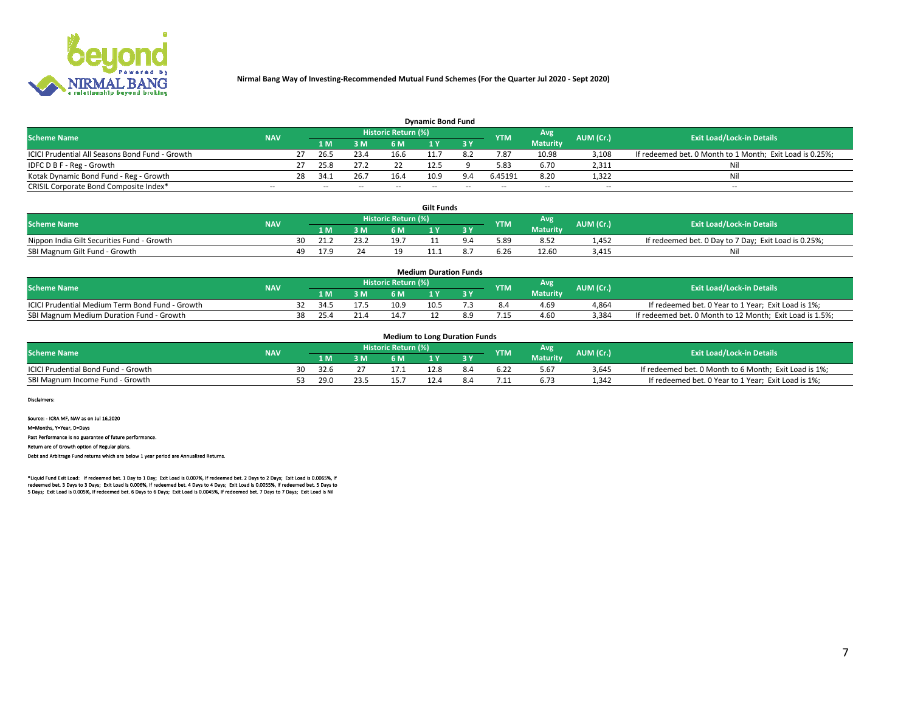**Nirmal Bang Way of Investing-Recommended Mutual Fund Schemes (For the Quarter Jul 2020 - Sept 2020)**

### Dynamic Bond Fund

| Scheme Name | NAV | Historic Return (%) | | | | | YTM | Avg Maturity | AUM (Cr.) | Exit Load/Lock-in Details |
|---|---|---|---|---|---|---|---|---|---|---|
| | | 1 M | 3 M | 6 M | 1 Y | 3 Y | | | | |
| ICICI Prudential All Seasons Bond Fund - Growth | 27 | 26.5 | 23.4 | 16.6 | 11.7 | 8.2 | 7.87 | 10.98 | 3,108 | If redeemed bet. 0 Month to 1 Month; Exit Load is 0.25%; |
| IDFC D B F - Reg - Growth | 27 | 25.8 | 27.2 | 22 | 12.5 | 9 | 5.83 | 6.70 | 2,311 | Nil |
| Kotak Dynamic Bond Fund - Reg - Growth | 28 | 34.1 | 26.7 | 16.4 | 10.9 | 9.4 | 6.45191 | 8.20 | 1,322 | Nil |
| CRISIL Corporate Bond Composite Index* | -- | -- | -- | -- | -- | -- | -- | -- | -- | -- |

### Gilt Funds

| Scheme Name | NAV | Historic Return (%) | | | | | YTM | Avg Maturity | AUM (Cr.) | Exit Load/Lock-in Details |
|---|---|---|---|---|---|---|---|---|---|---|
| | | 1 M | 3 M | 6 M | 1 Y | 3 Y | | | | |
| Nippon India Gilt Securities Fund - Growth | 30 | 21.2 | 23.2 | 19.7 | 11 | 9.4 | 5.89 | 8.52 | 1,452 | If redeemed bet. 0 Day to 7 Day; Exit Load is 0.25%; |
| SBI Magnum Gilt Fund - Growth | 49 | 17.9 | 24 | 19 | 11.1 | 8.7 | 6.26 | 12.60 | 3,415 | Nil |

### Medium Duration Funds

| Scheme Name | NAV | Historic Return (%) | | | | | YTM | Avg Maturity | AUM (Cr.) | Exit Load/Lock-in Details |
|---|---|---|---|---|---|---|---|---|---|---|
| | | 1 M | 3 M | 6 M | 1 Y | 3 Y | | | | |
| ICICI Prudential Medium Term Bond Fund - Growth | 32 | 34.5 | 17.5 | 10.9 | 10.5 | 7.3 | 8.4 | 4.69 | 4,864 | If redeemed bet. 0 Year to 1 Year; Exit Load is 1%; |
| SBI Magnum Medium Duration Fund - Growth | 38 | 25.4 | 21.4 | 14.7 | 12 | 8.9 | 7.15 | 4.60 | 3,384 | If redeemed bet. 0 Month to 12 Month; Exit Load is 1.5%; |

### Medium to Long Duration Funds

| Scheme Name | NAV | Historic Return (%) | | | | | YTM | Avg Maturity | AUM (Cr.) | Exit Load/Lock-in Details |
|---|---|---|---|---|---|---|---|---|---|---|
| | | 1 M | 3 M | 6 M | 1 Y | 3 Y | | | | |
| ICICI Prudential Bond Fund - Growth | 30 | 32.6 | 27 | 17.1 | 12.8 | 8.4 | 6.22 | 5.67 | 3,645 | If redeemed bet. 0 Month to 6 Month; Exit Load is 1%; |
| SBI Magnum Income Fund - Growth | 53 | 29.0 | 23.5 | 15.7 | 12.4 | 8.4 | 7.11 | 6.73 | 1,342 | If redeemed bet. 0 Year to 1 Year; Exit Load is 1%; |

Disclaimers:

Source: - ICRA MF, NAV as on Jul 16,2020

M=Months, Y=Year, D=Days

Past Performance is no guarantee of future performance.

Return are of Growth option of Regular plans.

Debt and Arbitrage Fund returns which are below 1 year period are Annualized Returns.

*Liquid Fund Exit Load: If redeemed bet. 1 Day to 1 Day; Exit Load is 0.007%, If redeemed bet. 2 Days to 2 Days; Exit Load is 0.0065%, If redeemed bet. 3 Days to 3 Days; Exit Load is 0.006%, If redeemed bet. 4 Days to 4 Days; Exit Load is 0.0055%, If redeemed bet. 5 Days to 5 Days; Exit Load is 0.005%, If redeemed bet. 6 Days to 6 Days; Exit Load is 0.0045%, If redeemed bet. 7 Days to 7 Days; Exit Load is Nil